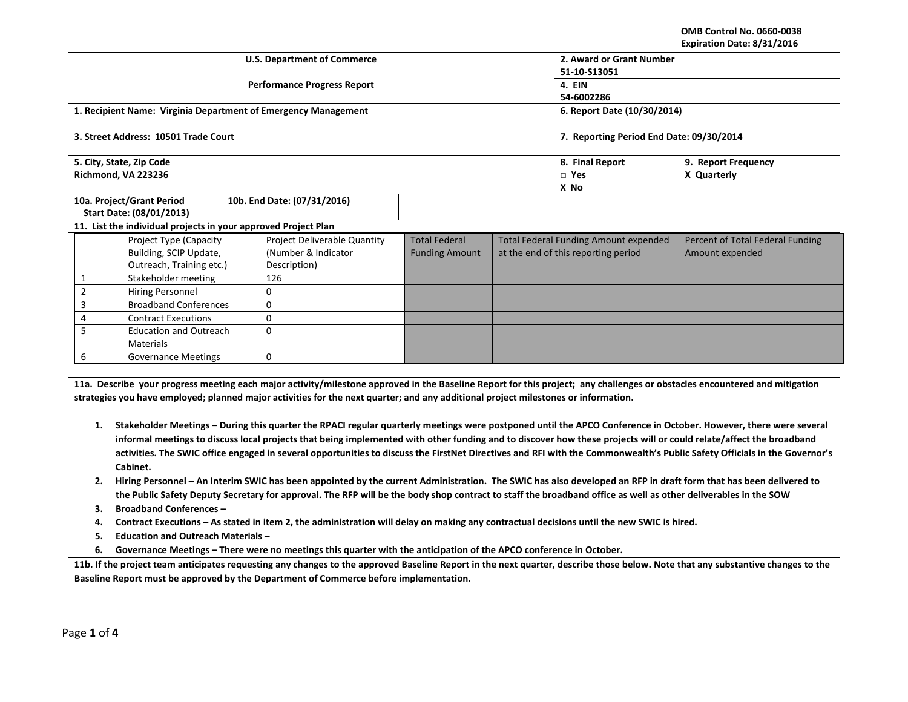OMB Control No. 0660-0038
Expiration Date: 8/31/2016

| U.S. Department of Commerce<br><br>Performance Progress Report | 2. Award or Grant Number<br>51-10-S13051 |
|---|---|
| | 4. EIN<br>54-6002286 |
| 1. Recipient Name: Virginia Department of Emergency Management | 6. Report Date (10/30/2014) |
| 3. Street Address: 10501 Trade Court | 7. Reporting Period End Date: 09/30/2014 |
| 5. City, State, Zip Code<br>Richmond, VA 223236 | 8. Final Report<br>□ Yes<br>X No<br><br>9. Report Frequency<br>X Quarterly |
| 10a. Project/Grant Period Start Date: (08/01/2013) &nbsp;&nbsp; 10b. End Date: (07/31/2016) | |

**11. List the individual projects in your approved Project Plan**

| | Project Type (Capacity Building, SCIP Update, Outreach, Training etc.) | Project Deliverable Quantity (Number & Indicator Description) | Total Federal Funding Amount | Total Federal Funding Amount expended at the end of this reporting period | Percent of Total Federal Funding Amount expended |
|---|---|---|---|---|---|
| 1 | Stakeholder meeting | 126 | | | |
| 2 | Hiring Personnel | 0 | | | |
| 3 | Broadband Conferences | 0 | | | |
| 4 | Contract Executions | 0 | | | |
| 5 | Education and Outreach Materials | 0 | | | |
| 6 | Governance Meetings | 0 | | | |

**11a. Describe your progress meeting each major activity/milestone approved in the Baseline Report for this project; any challenges or obstacles encountered and mitigation strategies you have employed; planned major activities for the next quarter; and any additional project milestones or information.**

1. **Stakeholder Meetings – During this quarter the RPACI regular quarterly meetings were postponed until the APCO Conference in October. However, there were several informal meetings to discuss local projects that being implemented with other funding and to discover how these projects will or could relate/affect the broadband activities. The SWIC office engaged in several opportunities to discuss the FirstNet Directives and RFI with the Commonwealth's Public Safety Officials in the Governor's Cabinet.**
2. **Hiring Personnel – An Interim SWIC has been appointed by the current Administration. The SWIC has also developed an RFP in draft form that has been delivered to the Public Safety Deputy Secretary for approval. The RFP will be the body shop contract to staff the broadband office as well as other deliverables in the SOW**
3. **Broadband Conferences –**
4. **Contract Executions – As stated in item 2, the administration will delay on making any contractual decisions until the new SWIC is hired.**
5. **Education and Outreach Materials –**
6. **Governance Meetings – There were no meetings this quarter with the anticipation of the APCO conference in October.**

**11b. If the project team anticipates requesting any changes to the approved Baseline Report in the next quarter, describe those below. Note that any substantive changes to the Baseline Report must be approved by the Department of Commerce before implementation.**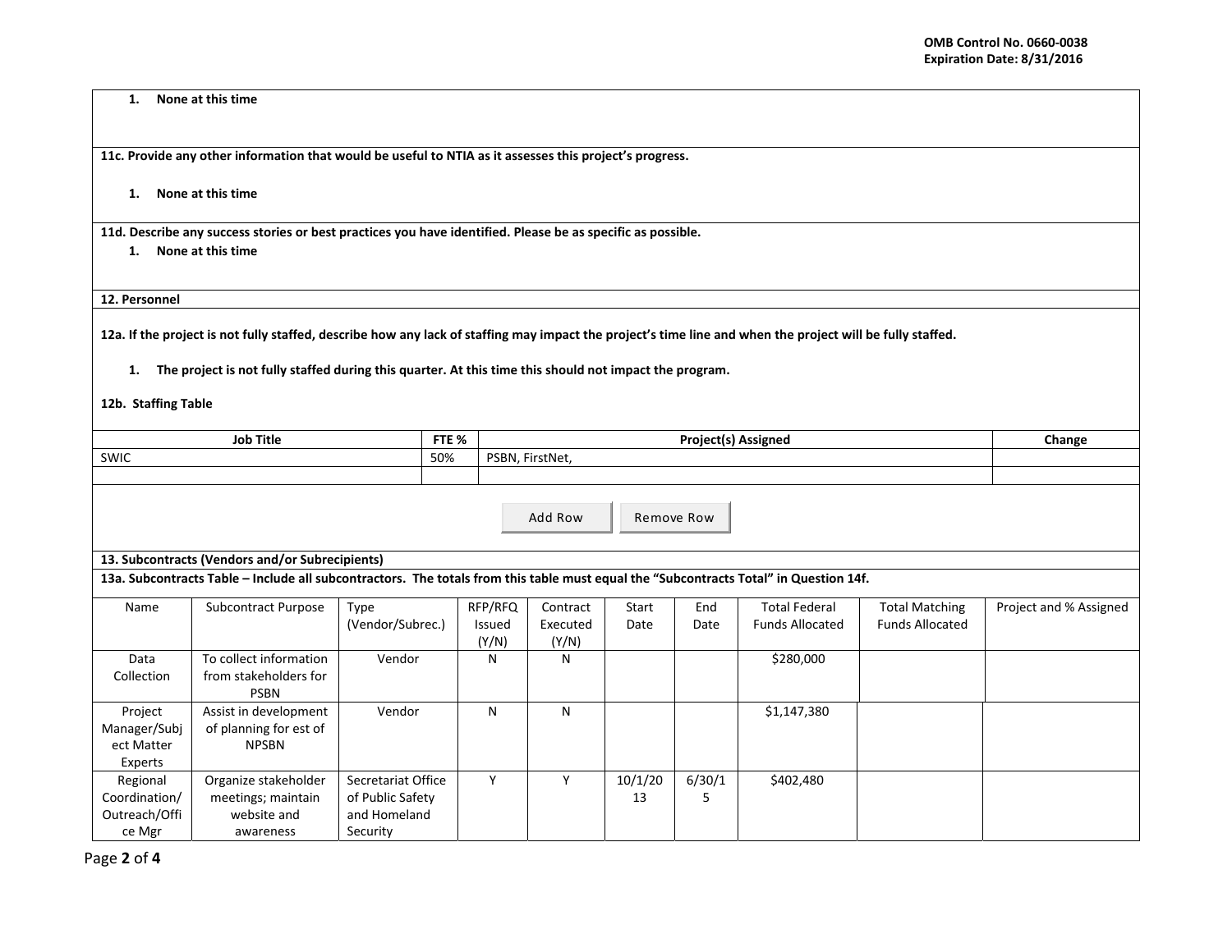1. **None at this time**

**11c. Provide any other information that would be useful to NTIA as it assesses this project's progress.**

1. **None at this time**

**11d. Describe any success stories or best practices you have identified. Please be as specific as possible.**

1. **None at this time**

**12. Personnel**

**12a. If the project is not fully staffed, describe how any lack of staffing may impact the project's time line and when the project will be fully staffed.**

1. **The project is not fully staffed during this quarter. At this time this should not impact the program.**

**12b. Staffing Table**

| Job Title | FTE % | Project(s) Assigned | Change |
|---|---|---|---|
| SWIC | 50% | PSBN, FirstNet, | |
| | | | |

**13. Subcontracts (Vendors and/or Subrecipients)**

**13a. Subcontracts Table – Include all subcontractors. The totals from this table must equal the "Subcontracts Total" in Question 14f.**

| Name | Subcontract Purpose | Type (Vendor/Subrec.) | RFP/RFQ Issued (Y/N) | Contract Executed (Y/N) | Start Date | End Date | Total Federal Funds Allocated | Total Matching Funds Allocated | Project and % Assigned |
|---|---|---|---|---|---|---|---|---|---|
| Data Collection | To collect information from stakeholders for PSBN | Vendor | N | N | | | $280,000 | | |
| Project Manager/Subject Matter Experts | Assist in development of planning for est of NPSBN | Vendor | N | N | | | $1,147,380 | | |
| Regional Coordination/Outreach/Office Mgr | Organize stakeholder meetings; maintain website and awareness | Secretariat Office of Public Safety and Homeland Security | Y | Y | 10/1/2013 | 6/30/15 | $402,480 | | |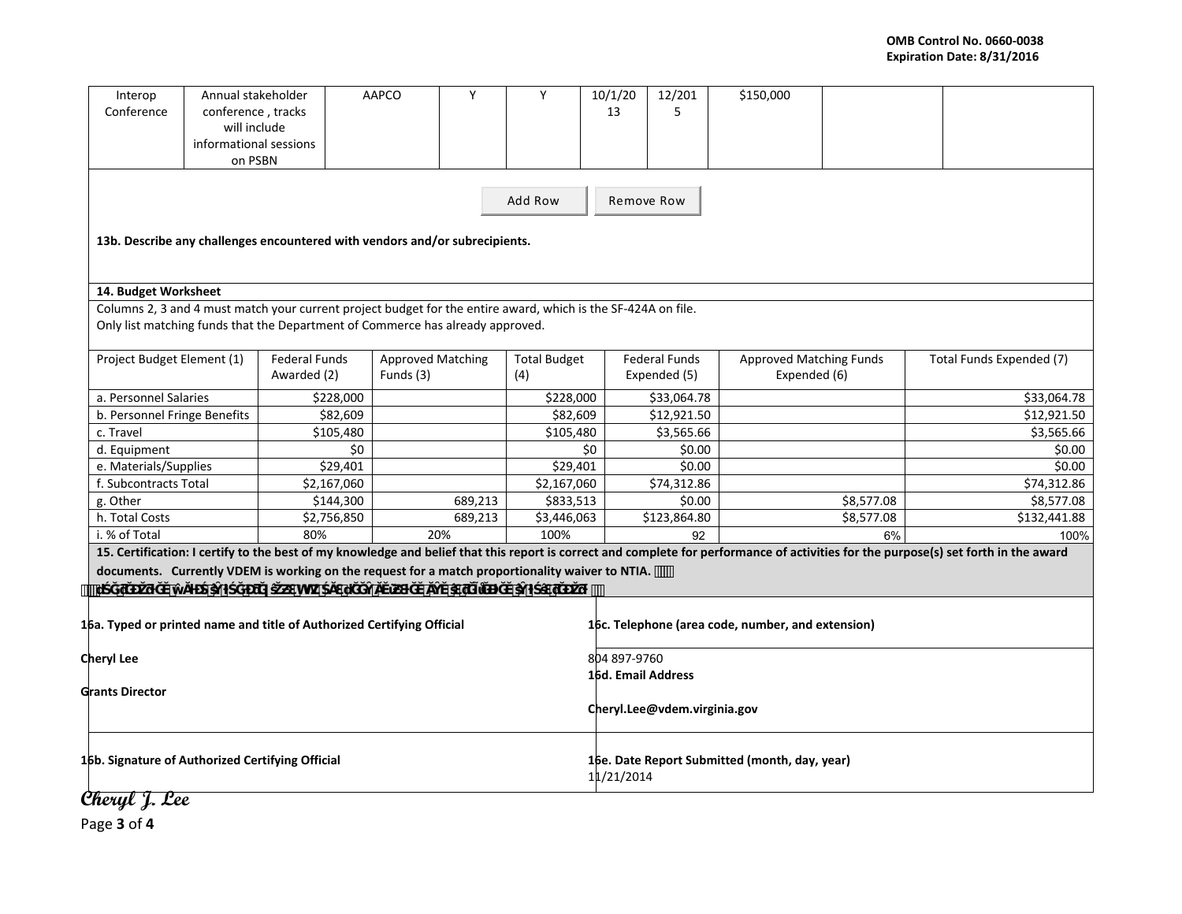| Interop Conference | Annual stakeholder conference , tracks will include informational sessions on PSBN | AAPCO | Y | Y | 10/1/2013 | 12/2015 | $150,000 | | |
|---|---|---|---|---|---|---|---|---|---|

Add Row Remove Row

**13b. Describe any challenges encountered with vendors and/or subrecipients.**

**14. Budget Worksheet**

Columns 2, 3 and 4 must match your current project budget for the entire award, which is the SF-424A on file.
Only list matching funds that the Department of Commerce has already approved.

| Project Budget Element (1) | Federal Funds Awarded (2) | Approved Matching Funds (3) | Total Budget (4) | Federal Funds Expended (5) | Approved Matching Funds Expended (6) | Total Funds Expended (7) |
|---|---|---|---|---|---|---|
| a. Personnel Salaries | $228,000 | | $228,000 | $33,064.78 | | $33,064.78 |
| b. Personnel Fringe Benefits | $82,609 | | $82,609 | $12,921.50 | | $12,921.50 |
| c. Travel | $105,480 | | $105,480 | $3,565.66 | | $3,565.66 |
| d. Equipment | $0 | | $0 | $0.00 | | $0.00 |
| e. Materials/Supplies | $29,401 | | $29,401 | $0.00 | | $0.00 |
| f. Subcontracts Total | $2,167,060 | | $2,167,060 | $74,312.86 | | $74,312.86 |
| g. Other | $144,300 | 689,213 | $833,513 | $0.00 | $8,577.08 | $8,577.08 |
| h. Total Costs | $2,756,850 | 689,213 | $3,446,063 | $123,864.80 | $8,577.08 | $132,441.88 |
| i. % of Total | 80% | 20% | 100% | 92 | 6% | 100% |

**15. Certification: I certify to the best of my knowledge and belief that this report is correct and complete for performance of activities for the purpose(s) set forth in the award documents. Currently VDEM is working on the request for a match proportionality waiver to NTIA.**

| **16a. Typed or printed name and title of Authorized Certifying Official** | **16c. Telephone (area code, number, and extension)** |
|---|---|
| **Cheryl Lee**<br><br>**Grants Director** | 804 897-9760<br>**16d. Email Address**<br><br>**Cheryl.Lee@vdem.virginia.gov** |
| **16b. Signature of Authorized Certifying Official** | **16e. Date Report Submitted (month, day, year)**<br>11/21/2014 |

*Cheryl J. Lee*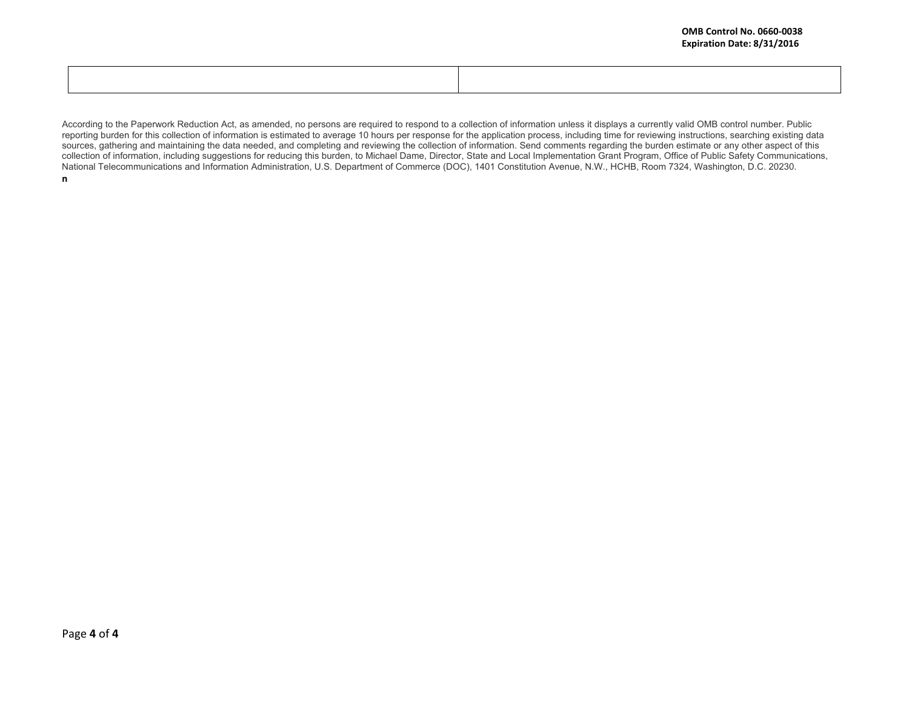| | |
|---|---|
| | |

According to the Paperwork Reduction Act, as amended, no persons are required to respond to a collection of information unless it displays a currently valid OMB control number. Public reporting burden for this collection of information is estimated to average 10 hours per response for the application process, including time for reviewing instructions, searching existing data sources, gathering and maintaining the data needed, and completing and reviewing the collection of information. Send comments regarding the burden estimate or any other aspect of this collection of information, including suggestions for reducing this burden, to Michael Dame, Director, State and Local Implementation Grant Program, Office of Public Safety Communications, National Telecommunications and Information Administration, U.S. Department of Commerce (DOC), 1401 Constitution Avenue, N.W., HCHB, Room 7324, Washington, D.C. 20230.

**n**